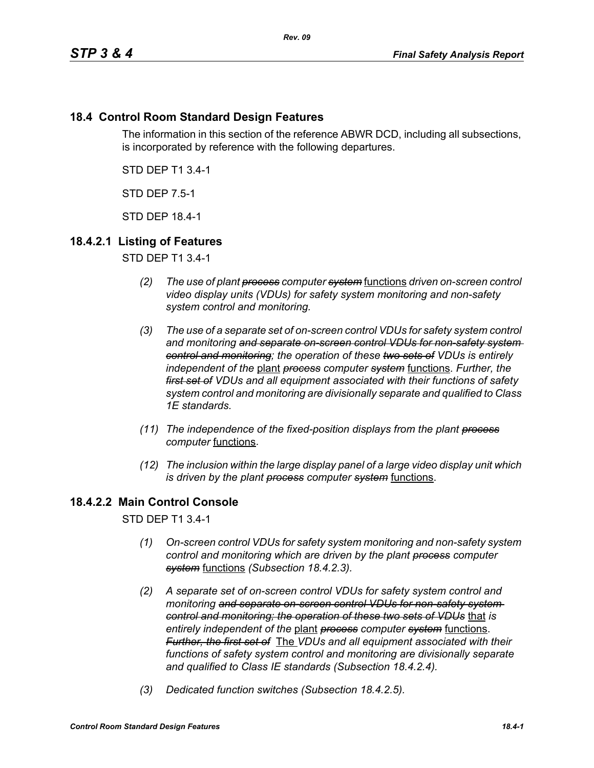## 18.4 Control Room Standard Design Features

The information in this section of the reference ABWR DCD, including all subsections, is incorporated by reference with the following departures.

STD DEP T1 3.4-1

STD DEP 7.5-1

STD DEP 18.4-1

### 18.4.2.1 Listing of Features

STD DEP T1 3.4-1

*(2) The use of plant ~~process~~ computer ~~system~~* functions *driven on-screen control video display units (VDUs) for safety system monitoring and non-safety system control and monitoring.*

*(3) The use of a separate set of on-screen control VDUs for safety system control and monitoring ~~and separate on-screen control VDUs for non-safety system control and monitoring~~; the operation of these ~~two sets of~~ VDUs is entirely independent of the* plant *~~process~~ computer ~~system~~* functions. *Further, the ~~first set of~~ VDUs and all equipment associated with their functions of safety system control and monitoring are divisionally separate and qualified to Class 1E standards.*

*(11) The independence of the fixed-position displays from the plant ~~process~~ computer* functions*.*

*(12) The inclusion within the large display panel of a large video display unit which is driven by the plant ~~process~~ computer ~~system~~* functions.

### 18.4.2.2 Main Control Console

STD DEP T1 3.4-1

*(1) On-screen control VDUs for safety system monitoring and non-safety system control and monitoring which are driven by the plant ~~process~~ computer ~~system~~* functions *(Subsection 18.4.2.3).*

*(2) A separate set of on-screen control VDUs for safety system control and monitoring ~~and separate on-screen control VDUs for non-safety system control and monitoring; the operation of these two sets of VDUs~~* that *is entirely independent of the* plant *~~process~~ computer ~~system~~* functions. *~~Further, the first set of~~* The *VDUs and all equipment associated with their functions of safety system control and monitoring are divisionally separate and qualified to Class IE standards (Subsection 18.4.2.4).*

*(3) Dedicated function switches (Subsection 18.4.2.5).*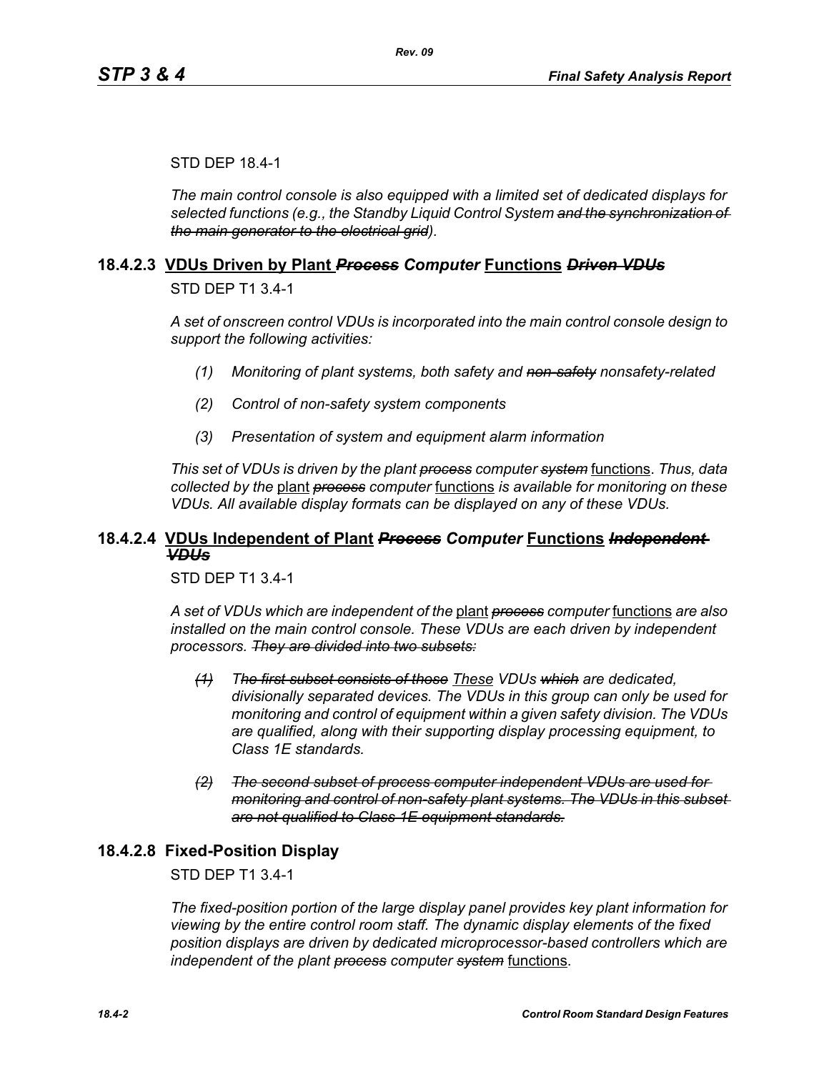STD DEP 18.4-1

*The main control console is also equipped with a limited set of dedicated displays for selected functions (e.g., the Standby Liquid Control System ~~and the synchronization of the main generator to the electrical grid~~).*

### 18.4.2.3 <u>VDUs Driven by Plant</u> ~~*Process*~~ *Computer* <u>Functions</u> ~~*Driven VDUs*~~

STD DEP T1 3.4-1

*A set of onscreen control VDUs is incorporated into the main control console design to support the following activities:*

*(1) Monitoring of plant systems, both safety and ~~non-safety~~ nonsafety-related*

*(2) Control of non-safety system components*

*(3) Presentation of system and equipment alarm information*

*This set of VDUs is driven by the plant ~~process~~ computer ~~system~~* <u>functions</u>. *Thus, data collected by the* <u>plant</u> ~~*process*~~ *computer* <u>functions</u> *is available for monitoring on these VDUs. All available display formats can be displayed on any of these VDUs.*

### 18.4.2.4 <u>VDUs Independent of Plant</u> ~~*Process*~~ *Computer* <u>Functions</u> ~~*Independent VDUs*~~

STD DEP T1 3.4-1

*A set of VDUs which are independent of the* <u>plant</u> ~~*process*~~ *computer* <u>functions</u> *are also installed on the main control console. These VDUs are each driven by independent processors. ~~They are divided into two subsets:~~*

~~*(1)*~~ *T~~he first subset consists of those~~ <u>These</u> VDUs ~~which~~ are dedicated, divisionally separated devices. The VDUs in this group can only be used for monitoring and control of equipment within a given safety division. The VDUs are qualified, along with their supporting display processing equipment, to Class 1E standards.*

~~*(2) The second subset of process computer independent VDUs are used for monitoring and control of non-safety plant systems. The VDUs in this subset are not qualified to Class 1E equipment standards.*~~

### 18.4.2.8 Fixed-Position Display

STD DEP T1 3.4-1

*The fixed-position portion of the large display panel provides key plant information for viewing by the entire control room staff. The dynamic display elements of the fixed position displays are driven by dedicated microprocessor-based controllers which are independent of the plant ~~process~~ computer ~~system~~* <u>functions</u>.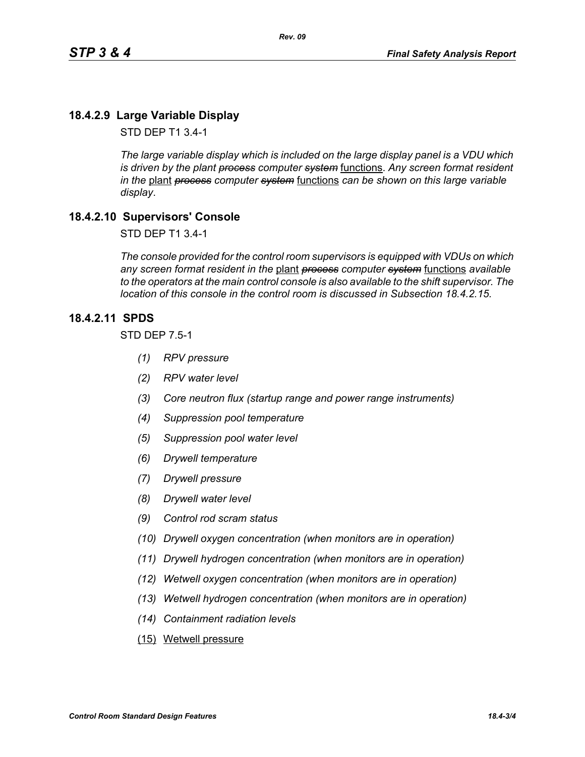## 18.4.2.9 Large Variable Display

STD DEP T1 3.4-1

*The large variable display which is included on the large display panel is a VDU which is driven by the plant ~~process~~ computer ~~system~~* <u>functions</u>. *Any screen format resident in the* <u>plant</u> *~~process~~ computer ~~system~~* <u>functions</u> *can be shown on this large variable display*.

## 18.4.2.10 Supervisors' Console

STD DEP T1 3.4-1

*The console provided for the control room supervisors is equipped with VDUs on which any screen format resident in the* <u>plant</u> *~~process~~ computer ~~system~~* <u>functions</u> *available to the operators at the main control console is also available to the shift supervisor. The location of this console in the control room is discussed in Subsection 18.4.2.15.*

## 18.4.2.11 SPDS

STD DEP 7.5-1

*(1) RPV pressure*

*(2) RPV water level*

*(3) Core neutron flux (startup range and power range instruments)*

*(4) Suppression pool temperature*

*(5) Suppression pool water level*

*(6) Drywell temperature*

*(7) Drywell pressure*

*(8) Drywell water level*

*(9) Control rod scram status*

*(10) Drywell oxygen concentration (when monitors are in operation)*

*(11) Drywell hydrogen concentration (when monitors are in operation)*

*(12) Wetwell oxygen concentration (when monitors are in operation)*

*(13) Wetwell hydrogen concentration (when monitors are in operation)*

*(14) Containment radiation levels*

<u>(15) Wetwell pressure</u>